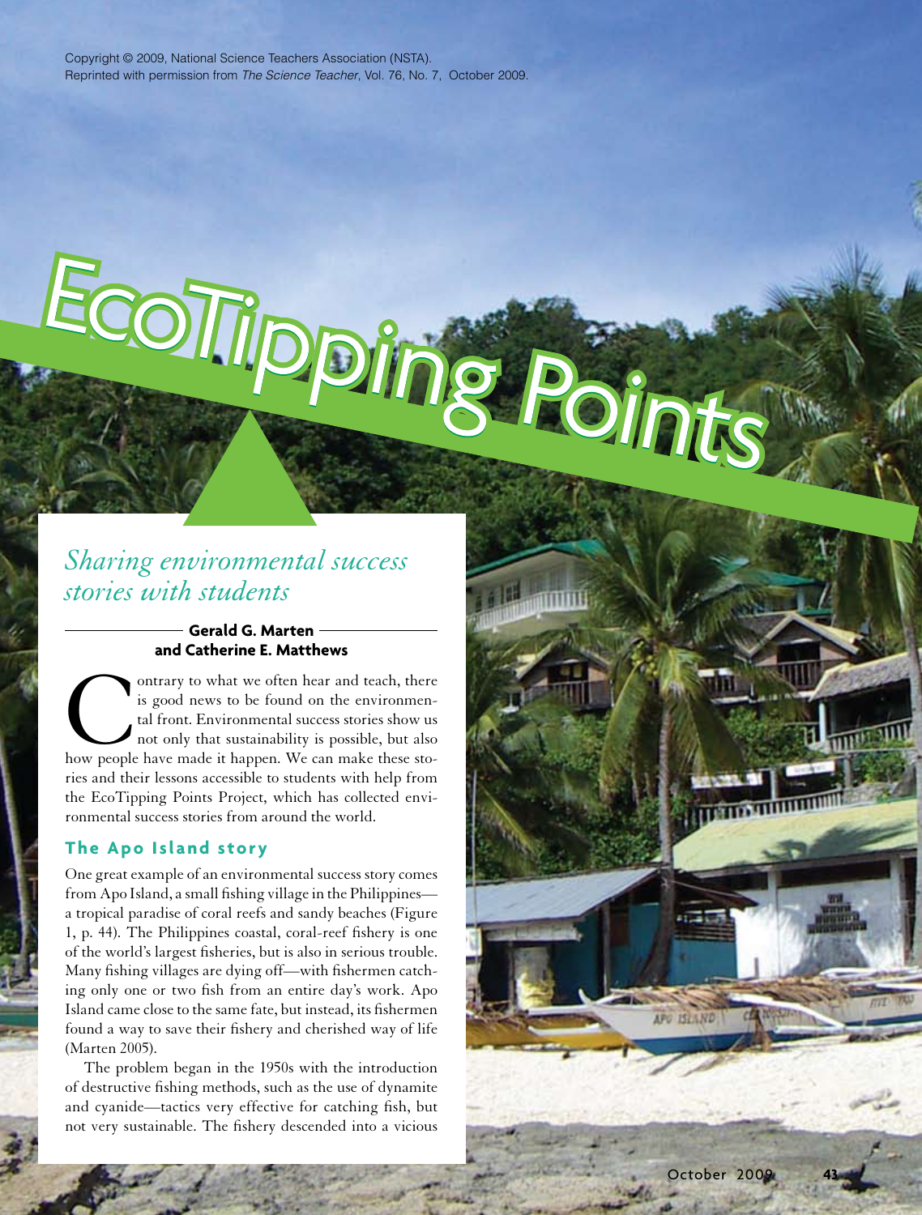Copyright © 2009, National Science Teachers Association (NSTA).
Reprinted with permission from *The Science Teacher*, Vol. 76, No. 7, October 2009.

# EcoTipping Points

## *Sharing environmental success stories with students*

**Gerald G. Marten and Catherine E. Matthews**

Contrary to what we often hear and teach, there is good news to be found on the environmental front. Environmental success stories show us not only that sustainability is possible, but also how people have made it happen. We can make these stories and their lessons accessible to students with help from the EcoTipping Points Project, which has collected environmental success stories from around the world.

### The Apo Island story

One great example of an environmental success story comes from Apo Island, a small fishing village in the Philippines—a tropical paradise of coral reefs and sandy beaches (Figure 1, p. 44). The Philippines coastal, coral-reef fishery is one of the world's largest fisheries, but is also in serious trouble. Many fishing villages are dying off—with fishermen catching only one or two fish from an entire day's work. Apo Island came close to the same fate, but instead, its fishermen found a way to save their fishery and cherished way of life (Marten 2005).

The problem began in the 1950s with the introduction of destructive fishing methods, such as the use of dynamite and cyanide—tactics very effective for catching fish, but not very sustainable. The fishery descended into a vicious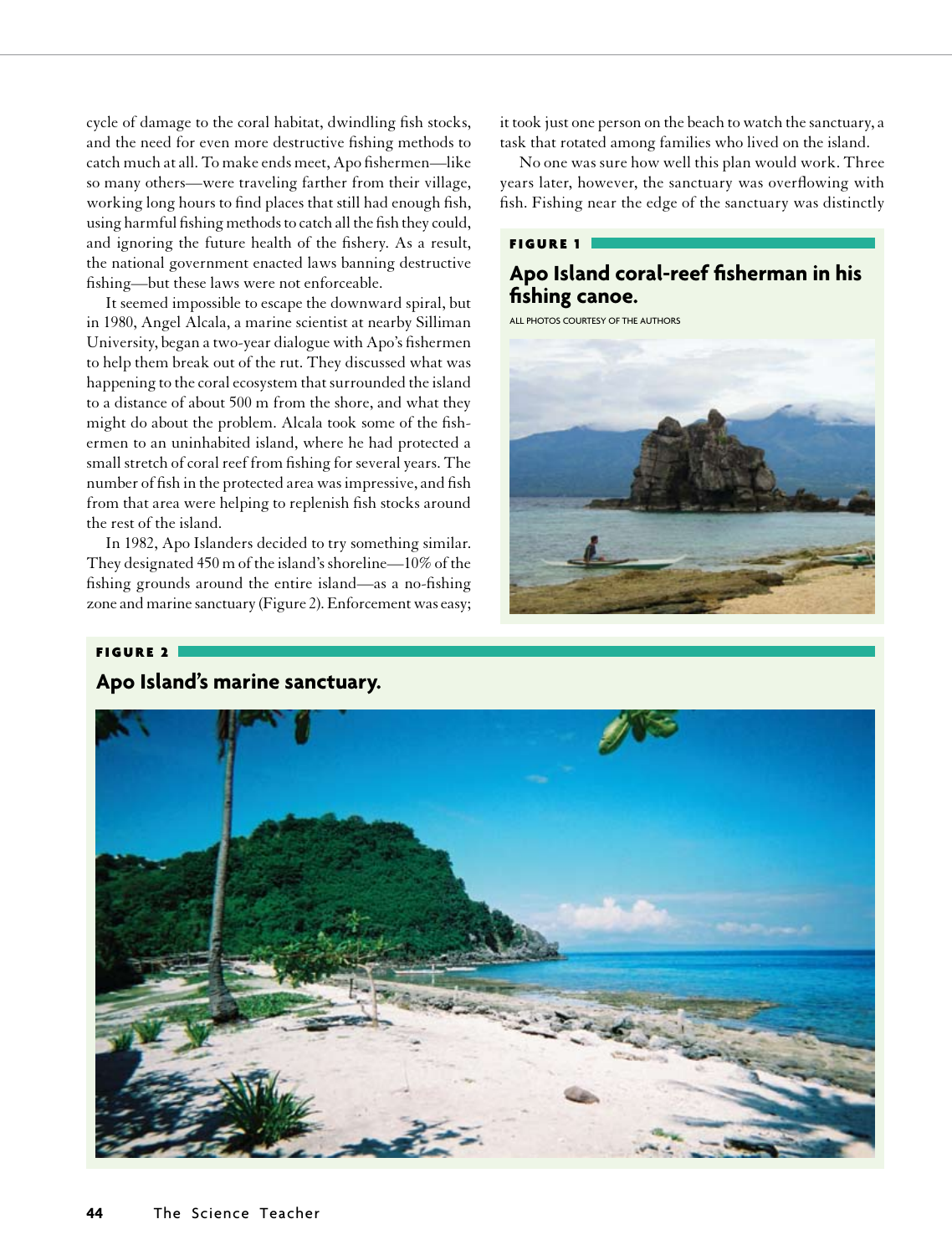cycle of damage to the coral habitat, dwindling fish stocks, and the need for even more destructive fishing methods to catch much at all. To make ends meet, Apo fishermen—like so many others—were traveling farther from their village, working long hours to find places that still had enough fish, using harmful fishing methods to catch all the fish they could, and ignoring the future health of the fishery. As a result, the national government enacted laws banning destructive fishing—but these laws were not enforceable.

It seemed impossible to escape the downward spiral, but in 1980, Angel Alcala, a marine scientist at nearby Silliman University, began a two-year dialogue with Apo's fishermen to help them break out of the rut. They discussed what was happening to the coral ecosystem that surrounded the island to a distance of about 500 m from the shore, and what they might do about the problem. Alcala took some of the fishermen to an uninhabited island, where he had protected a small stretch of coral reef from fishing for several years. The number of fish in the protected area was impressive, and fish from that area were helping to replenish fish stocks around the rest of the island.

In 1982, Apo Islanders decided to try something similar. They designated 450 m of the island's shoreline—10% of the fishing grounds around the entire island—as a no-fishing zone and marine sanctuary (Figure 2). Enforcement was easy; it took just one person on the beach to watch the sanctuary, a task that rotated among families who lived on the island.

No one was sure how well this plan would work. Three years later, however, the sanctuary was overflowing with fish. Fishing near the edge of the sanctuary was distinctly

**FIGURE 1**

**Apo Island coral-reef fisherman in his fishing canoe.**

ALL PHOTOS COURTESY OF THE AUTHORS

**FIGURE 2**

**Apo Island's marine sanctuary.**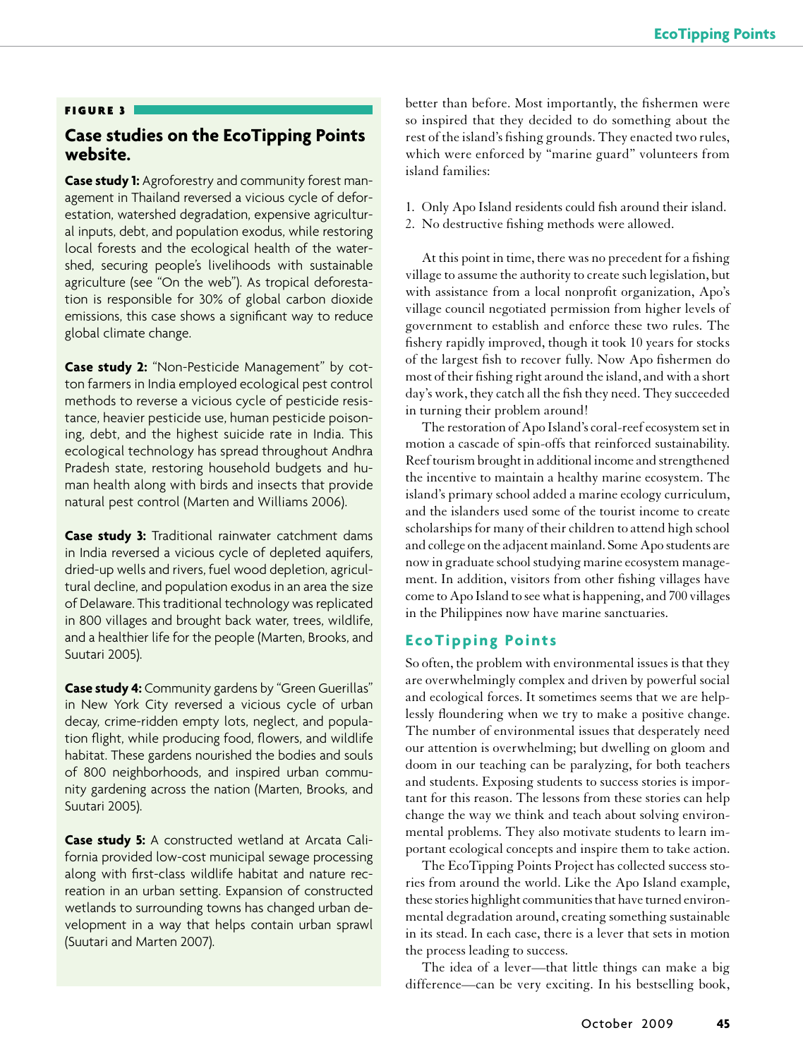**FIGURE 3**

### Case studies on the EcoTipping Points website.

**Case study 1:** Agroforestry and community forest management in Thailand reversed a vicious cycle of deforestation, watershed degradation, expensive agricultural inputs, debt, and population exodus, while restoring local forests and the ecological health of the watershed, securing people's livelihoods with sustainable agriculture (see "On the web"). As tropical deforestation is responsible for 30% of global carbon dioxide emissions, this case shows a significant way to reduce global climate change.

**Case study 2:** "Non-Pesticide Management" by cotton farmers in India employed ecological pest control methods to reverse a vicious cycle of pesticide resistance, heavier pesticide use, human pesticide poisoning, debt, and the highest suicide rate in India. This ecological technology has spread throughout Andhra Pradesh state, restoring household budgets and human health along with birds and insects that provide natural pest control (Marten and Williams 2006).

**Case study 3:** Traditional rainwater catchment dams in India reversed a vicious cycle of depleted aquifers, dried-up wells and rivers, fuel wood depletion, agricultural decline, and population exodus in an area the size of Delaware. This traditional technology was replicated in 800 villages and brought back water, trees, wildlife, and a healthier life for the people (Marten, Brooks, and Suutari 2005).

**Case study 4:** Community gardens by "Green Guerillas" in New York City reversed a vicious cycle of urban decay, crime-ridden empty lots, neglect, and population flight, while producing food, flowers, and wildlife habitat. These gardens nourished the bodies and souls of 800 neighborhoods, and inspired urban community gardening across the nation (Marten, Brooks, and Suutari 2005).

**Case study 5:** A constructed wetland at Arcata California provided low-cost municipal sewage processing along with first-class wildlife habitat and nature recreation in an urban setting. Expansion of constructed wetlands to surrounding towns has changed urban development in a way that helps contain urban sprawl (Suutari and Marten 2007).

better than before. Most importantly, the fishermen were so inspired that they decided to do something about the rest of the island's fishing grounds. They enacted two rules, which were enforced by "marine guard" volunteers from island families:

1. Only Apo Island residents could fish around their island.
2. No destructive fishing methods were allowed.

At this point in time, there was no precedent for a fishing village to assume the authority to create such legislation, but with assistance from a local nonprofit organization, Apo's village council negotiated permission from higher levels of government to establish and enforce these two rules. The fishery rapidly improved, though it took 10 years for stocks of the largest fish to recover fully. Now Apo fishermen do most of their fishing right around the island, and with a short day's work, they catch all the fish they need. They succeeded in turning their problem around!

The restoration of Apo Island's coral-reef ecosystem set in motion a cascade of spin-offs that reinforced sustainability. Reef tourism brought in additional income and strengthened the incentive to maintain a healthy marine ecosystem. The island's primary school added a marine ecology curriculum, and the islanders used some of the tourist income to create scholarships for many of their children to attend high school and college on the adjacent mainland. Some Apo students are now in graduate school studying marine ecosystem management. In addition, visitors from other fishing villages have come to Apo Island to see what is happening, and 700 villages in the Philippines now have marine sanctuaries.

## EcoTipping Points

So often, the problem with environmental issues is that they are overwhelmingly complex and driven by powerful social and ecological forces. It sometimes seems that we are helplessly floundering when we try to make a positive change. The number of environmental issues that desperately need our attention is overwhelming; but dwelling on gloom and doom in our teaching can be paralyzing, for both teachers and students. Exposing students to success stories is important for this reason. The lessons from these stories can help change the way we think and teach about solving environmental problems. They also motivate students to learn important ecological concepts and inspire them to take action.

The EcoTipping Points Project has collected success stories from around the world. Like the Apo Island example, these stories highlight communities that have turned environmental degradation around, creating something sustainable in its stead. In each case, there is a lever that sets in motion the process leading to success.

The idea of a lever—that little things can make a big difference—can be very exciting. In his bestselling book,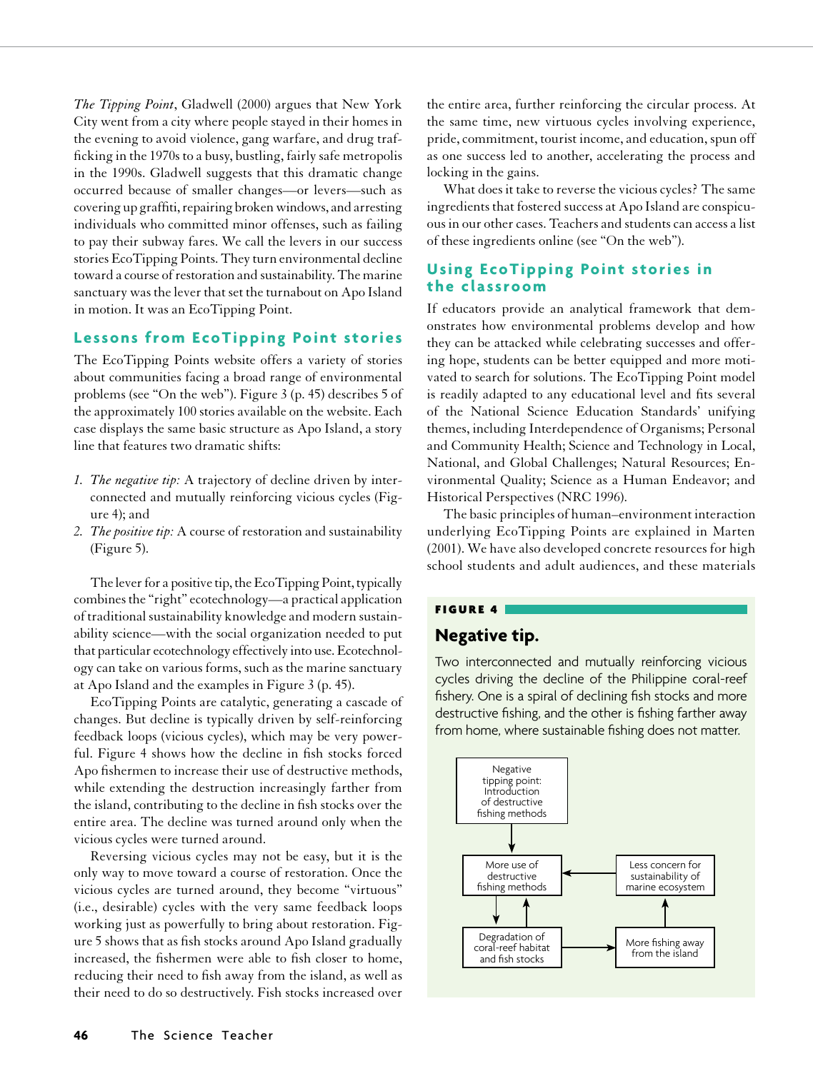*The Tipping Point*, Gladwell (2000) argues that New York City went from a city where people stayed in their homes in the evening to avoid violence, gang warfare, and drug trafficking in the 1970s to a busy, bustling, fairly safe metropolis in the 1990s. Gladwell suggests that this dramatic change occurred because of smaller changes—or levers—such as covering up graffiti, repairing broken windows, and arresting individuals who committed minor offenses, such as failing to pay their subway fares. We call the levers in our success stories EcoTipping Points. They turn environmental decline toward a course of restoration and sustainability. The marine sanctuary was the lever that set the turnabout on Apo Island in motion. It was an EcoTipping Point.

## Lessons from EcoTipping Point stories

The EcoTipping Points website offers a variety of stories about communities facing a broad range of environmental problems (see "On the web"). Figure 3 (p. 45) describes 5 of the approximately 100 stories available on the website. Each case displays the same basic structure as Apo Island, a story line that features two dramatic shifts:

1. *The negative tip:* A trajectory of decline driven by interconnected and mutually reinforcing vicious cycles (Figure 4); and
2. *The positive tip:* A course of restoration and sustainability (Figure 5).

The lever for a positive tip, the EcoTipping Point, typically combines the "right" ecotechnology—a practical application of traditional sustainability knowledge and modern sustainability science—with the social organization needed to put that particular ecotechnology effectively into use. Ecotechnology can take on various forms, such as the marine sanctuary at Apo Island and the examples in Figure 3 (p. 45).

EcoTipping Points are catalytic, generating a cascade of changes. But decline is typically driven by self-reinforcing feedback loops (vicious cycles), which may be very powerful. Figure 4 shows how the decline in fish stocks forced Apo fishermen to increase their use of destructive methods, while extending the destruction increasingly farther from the island, contributing to the decline in fish stocks over the entire area. The decline was turned around only when the vicious cycles were turned around.

Reversing vicious cycles may not be easy, but it is the only way to move toward a course of restoration. Once the vicious cycles are turned around, they become "virtuous" (i.e., desirable) cycles with the very same feedback loops working just as powerfully to bring about restoration. Figure 5 shows that as fish stocks around Apo Island gradually increased, the fishermen were able to fish closer to home, reducing their need to fish away from the island, as well as their need to do so destructively. Fish stocks increased over the entire area, further reinforcing the circular process. At the same time, new virtuous cycles involving experience, pride, commitment, tourist income, and education, spun off as one success led to another, accelerating the process and locking in the gains.

What does it take to reverse the vicious cycles? The same ingredients that fostered success at Apo Island are conspicuous in our other cases. Teachers and students can access a list of these ingredients online (see "On the web").

## Using EcoTipping Point stories in the classroom

If educators provide an analytical framework that demonstrates how environmental problems develop and how they can be attacked while celebrating successes and offering hope, students can be better equipped and more motivated to search for solutions. The EcoTipping Point model is readily adapted to any educational level and fits several of the National Science Education Standards' unifying themes, including Interdependence of Organisms; Personal and Community Health; Science and Technology in Local, National, and Global Challenges; Natural Resources; Environmental Quality; Science as a Human Endeavor; and Historical Perspectives (NRC 1996).

The basic principles of human–environment interaction underlying EcoTipping Points are explained in Marten (2001). We have also developed concrete resources for high school students and adult audiences, and these materials

**FIGURE 4**

### Negative tip.

Two interconnected and mutually reinforcing vicious cycles driving the decline of the Philippine coral-reef fishery. One is a spiral of declining fish stocks and more destructive fishing, and the other is fishing farther away from home, where sustainable fishing does not matter.

Negative tipping point: Introduction of destructive fishing methods → More use of destructive fishing methods

More use of destructive fishing methods ⇄ Degradation of coral-reef habitat and fish stocks

Degradation of coral-reef habitat and fish stocks → More fishing away from the island → Less concern for sustainability of marine ecosystem → More use of destructive fishing methods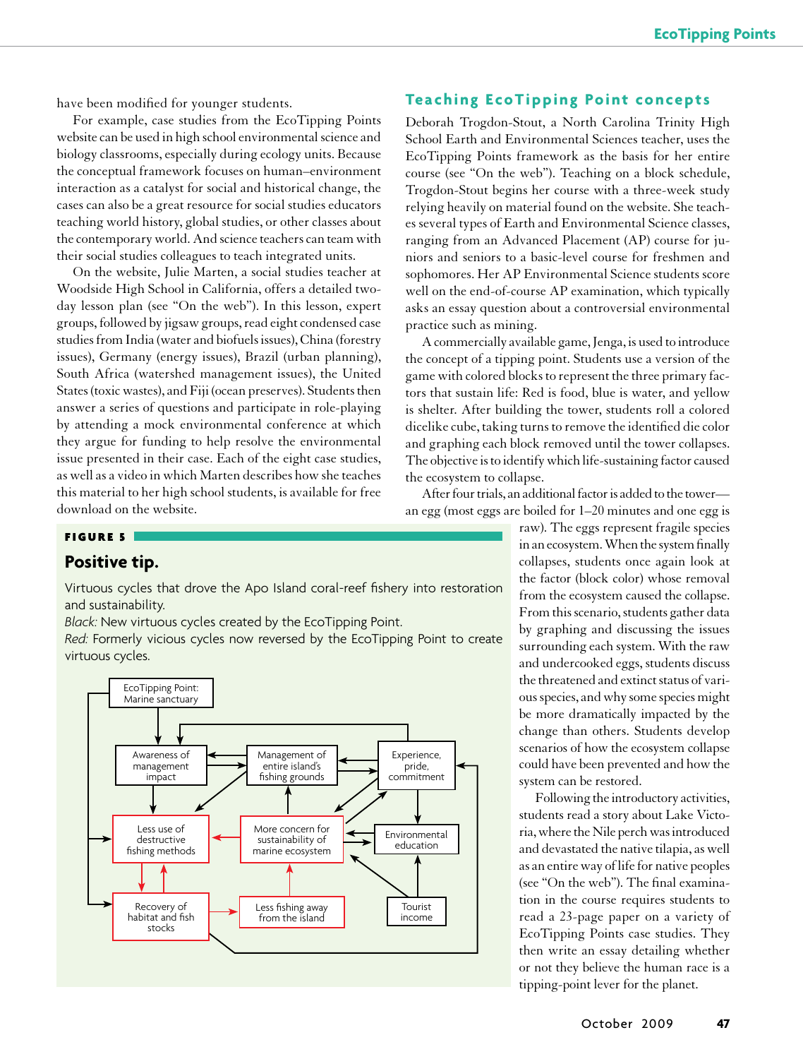have been modified for younger students.

For example, case studies from the EcoTipping Points website can be used in high school environmental science and biology classrooms, especially during ecology units. Because the conceptual framework focuses on human–environment interaction as a catalyst for social and historical change, the cases can also be a great resource for social studies educators teaching world history, global studies, or other classes about the contemporary world. And science teachers can team with their social studies colleagues to teach integrated units.

On the website, Julie Marten, a social studies teacher at Woodside High School in California, offers a detailed two-day lesson plan (see "On the web"). In this lesson, expert groups, followed by jigsaw groups, read eight condensed case studies from India (water and biofuels issues), China (forestry issues), Germany (energy issues), Brazil (urban planning), South Africa (watershed management issues), the United States (toxic wastes), and Fiji (ocean preserves). Students then answer a series of questions and participate in role-playing by attending a mock environmental conference at which they argue for funding to help resolve the environmental issue presented in their case. Each of the eight case studies, as well as a video in which Marten describes how she teaches this material to her high school students, is available for free download on the website.

**FIGURE 5**

**Positive tip.**

Virtuous cycles that drove the Apo Island coral-reef fishery into restoration and sustainability.

*Black:* New virtuous cycles created by the EcoTipping Point.

*Red:* Formerly vicious cycles now reversed by the EcoTipping Point to create virtuous cycles.

EcoTipping Point: Marine sanctuary; Awareness of management impact; Management of entire island's fishing grounds; Experience, pride, commitment; Less use of destructive fishing methods; More concern for sustainability of marine ecosystem; Environmental education; Recovery of habitat and fish stocks; Less fishing away from the island; Tourist income

## Teaching EcoTipping Point concepts

Deborah Trogdon-Stout, a North Carolina Trinity High School Earth and Environmental Sciences teacher, uses the EcoTipping Points framework as the basis for her entire course (see "On the web"). Teaching on a block schedule, Trogdon-Stout begins her course with a three-week study relying heavily on material found on the website. She teaches several types of Earth and Environmental Science classes, ranging from an Advanced Placement (AP) course for juniors and seniors to a basic-level course for freshmen and sophomores. Her AP Environmental Science students score well on the end-of-course AP examination, which typically asks an essay question about a controversial environmental practice such as mining.

A commercially available game, Jenga, is used to introduce the concept of a tipping point. Students use a version of the game with colored blocks to represent the three primary factors that sustain life: Red is food, blue is water, and yellow is shelter. After building the tower, students roll a colored dicelike cube, taking turns to remove the identified die color and graphing each block removed until the tower collapses. The objective is to identify which life-sustaining factor caused the ecosystem to collapse.

After four trials, an additional factor is added to the tower—an egg (most eggs are boiled for 1–20 minutes and one egg is raw). The eggs represent fragile species in an ecosystem. When the system finally collapses, students once again look at the factor (block color) whose removal from the ecosystem caused the collapse. From this scenario, students gather data by graphing and discussing the issues surrounding each system. With the raw and undercooked eggs, students discuss the threatened and extinct status of various species, and why some species might be more dramatically impacted by the change than others. Students develop scenarios of how the ecosystem collapse could have been prevented and how the system can be restored.

Following the introductory activities, students read a story about Lake Victoria, where the Nile perch was introduced and devastated the native tilapia, as well as an entire way of life for native peoples (see "On the web"). The final examination in the course requires students to read a 23-page paper on a variety of EcoTipping Points case studies. They then write an essay detailing whether or not they believe the human race is a tipping-point lever for the planet.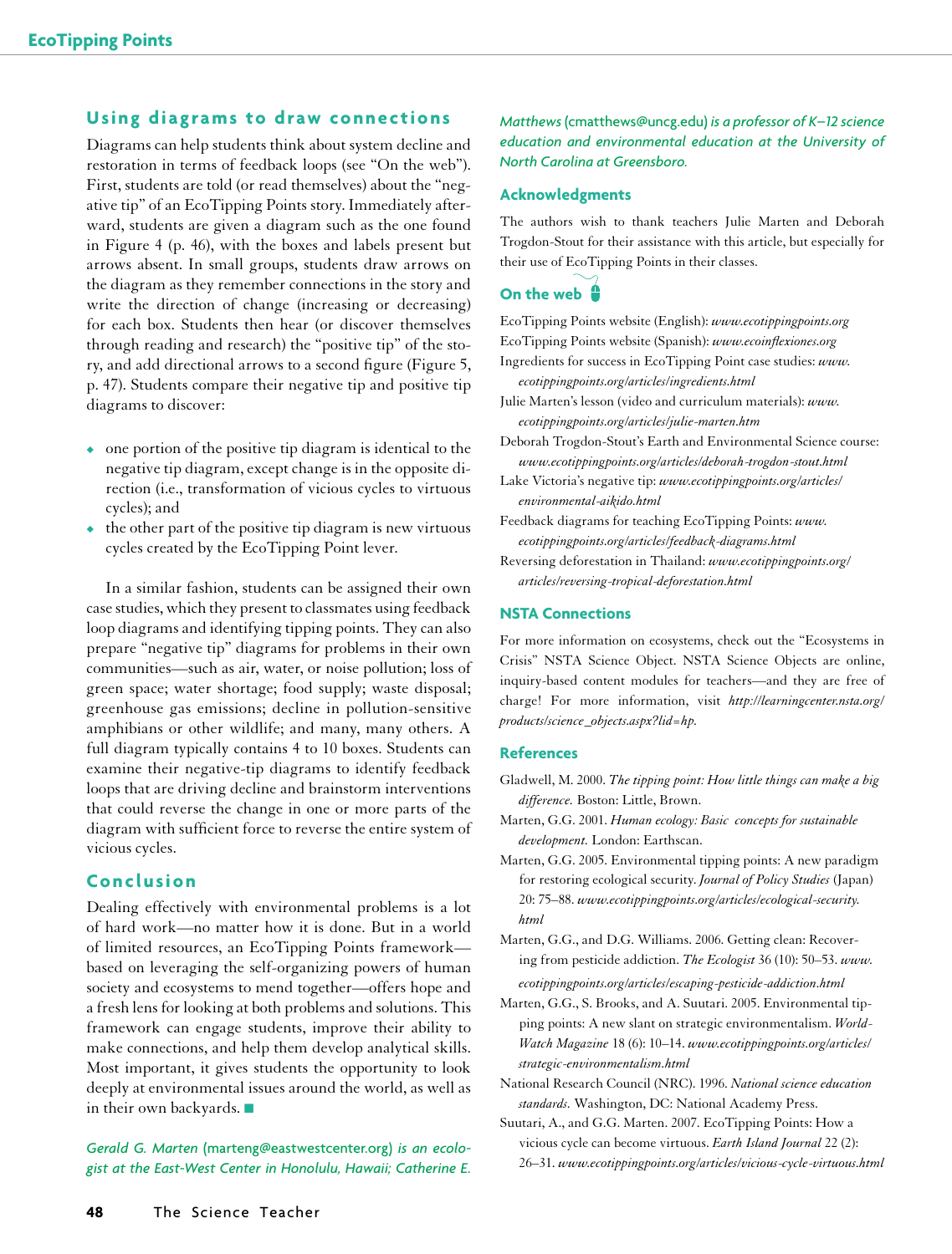## Using diagrams to draw connections

Diagrams can help students think about system decline and restoration in terms of feedback loops (see "On the web"). First, students are told (or read themselves) about the "negative tip" of an EcoTipping Points story. Immediately afterward, students are given a diagram such as the one found in Figure 4 (p. 46), with the boxes and labels present but arrows absent. In small groups, students draw arrows on the diagram as they remember connections in the story and write the direction of change (increasing or decreasing) for each box. Students then hear (or discover themselves through reading and research) the "positive tip" of the story, and add directional arrows to a second figure (Figure 5, p. 47). Students compare their negative tip and positive tip diagrams to discover:

- one portion of the positive tip diagram is identical to the negative tip diagram, except change is in the opposite direction (i.e., transformation of vicious cycles to virtuous cycles); and
- the other part of the positive tip diagram is new virtuous cycles created by the EcoTipping Point lever.

In a similar fashion, students can be assigned their own case studies, which they present to classmates using feedback loop diagrams and identifying tipping points. They can also prepare "negative tip" diagrams for problems in their own communities—such as air, water, or noise pollution; loss of green space; water shortage; food supply; waste disposal; greenhouse gas emissions; decline in pollution-sensitive amphibians or other wildlife; and many, many others. A full diagram typically contains 4 to 10 boxes. Students can examine their negative-tip diagrams to identify feedback loops that are driving decline and brainstorm interventions that could reverse the change in one or more parts of the diagram with sufficient force to reverse the entire system of vicious cycles.

## Conclusion

Dealing effectively with environmental problems is a lot of hard work—no matter how it is done. But in a world of limited resources, an EcoTipping Points framework—based on leveraging the self-organizing powers of human society and ecosystems to mend together—offers hope and a fresh lens for looking at both problems and solutions. This framework can engage students, improve their ability to make connections, and help them develop analytical skills. Most important, it gives students the opportunity to look deeply at environmental issues around the world, as well as in their own backyards. ■

*Gerald G. Marten* (marteng@eastwestcenter.org) *is an ecologist at the East-West Center in Honolulu, Hawaii; Catherine E. Matthews* (cmatthews@uncg.edu) *is a professor of K–12 science education and environmental education at the University of North Carolina at Greensboro.*

### Acknowledgments

The authors wish to thank teachers Julie Marten and Deborah Trogdon-Stout for their assistance with this article, but especially for their use of EcoTipping Points in their classes.

### On the web

EcoTipping Points website (English): *www.ecotippingpoints.org*

EcoTipping Points website (Spanish): *www.ecoinflexiones.org*

Ingredients for success in EcoTipping Point case studies: *www.ecotippingpoints.org/articles/ingredients.html*

Julie Marten's lesson (video and curriculum materials): *www.ecotippingpoints.org/articles/julie-marten.htm*

Deborah Trogdon-Stout's Earth and Environmental Science course: *www.ecotippingpoints.org/articles/deborah-trogdon-stout.html*

Lake Victoria's negative tip: *www.ecotippingpoints.org/articles/environmental-aikido.html*

Feedback diagrams for teaching EcoTipping Points: *www.ecotippingpoints.org/articles/feedback-diagrams.html*

Reversing deforestation in Thailand: *www.ecotippingpoints.org/articles/reversing-tropical-deforestation.html*

### NSTA Connections

For more information on ecosystems, check out the "Ecosystems in Crisis" NSTA Science Object. NSTA Science Objects are online, inquiry-based content modules for teachers—and they are free of charge! For more information, visit *http://learningcenter.nsta.org/products/science_objects.aspx?lid=hp.*

### References

Gladwell, M. 2000. *The tipping point: How little things can make a big difference.* Boston: Little, Brown.

Marten, G.G. 2001. *Human ecology: Basic concepts for sustainable development.* London: Earthscan.

Marten, G.G. 2005. Environmental tipping points: A new paradigm for restoring ecological security. *Journal of Policy Studies* (Japan) 20: 75–88. *www.ecotippingpoints.org/articles/ecological-security.html*

Marten, G.G., and D.G. Williams. 2006. Getting clean: Recovering from pesticide addiction. *The Ecologist* 36 (10): 50–53. *www.ecotippingpoints.org/articles/escaping-pesticide-addiction.html*

Marten, G.G., S. Brooks, and A. Suutari. 2005. Environmental tipping points: A new slant on strategic environmentalism. *World-Watch Magazine* 18 (6): 10–14. *www.ecotippingpoints.org/articles/strategic-environmentalism.html*

National Research Council (NRC). 1996. *National science education standards.* Washington, DC: National Academy Press.

Suutari, A., and G.G. Marten. 2007. EcoTipping Points: How a vicious cycle can become virtuous. *Earth Island Journal* 22 (2): 26–31. *www.ecotippingpoints.org/articles/vicious-cycle-virtuous.html*